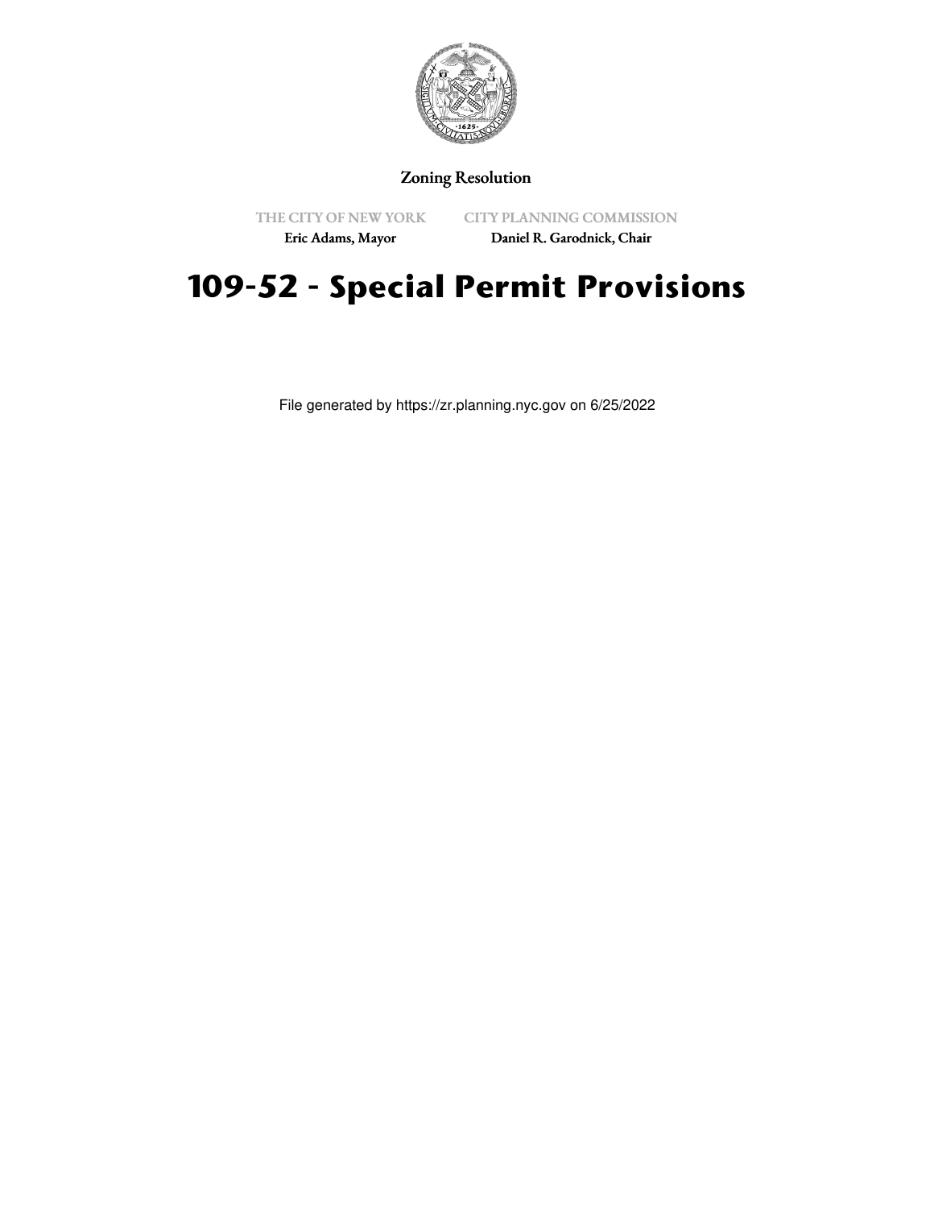Zoning Resolution

THE CITY OF NEW YORK
Eric Adams, Mayor

CITY PLANNING COMMISSION
Daniel R. Garodnick, Chair

# 109-52 - Special Permit Provisions

File generated by https://zr.planning.nyc.gov on 6/25/2022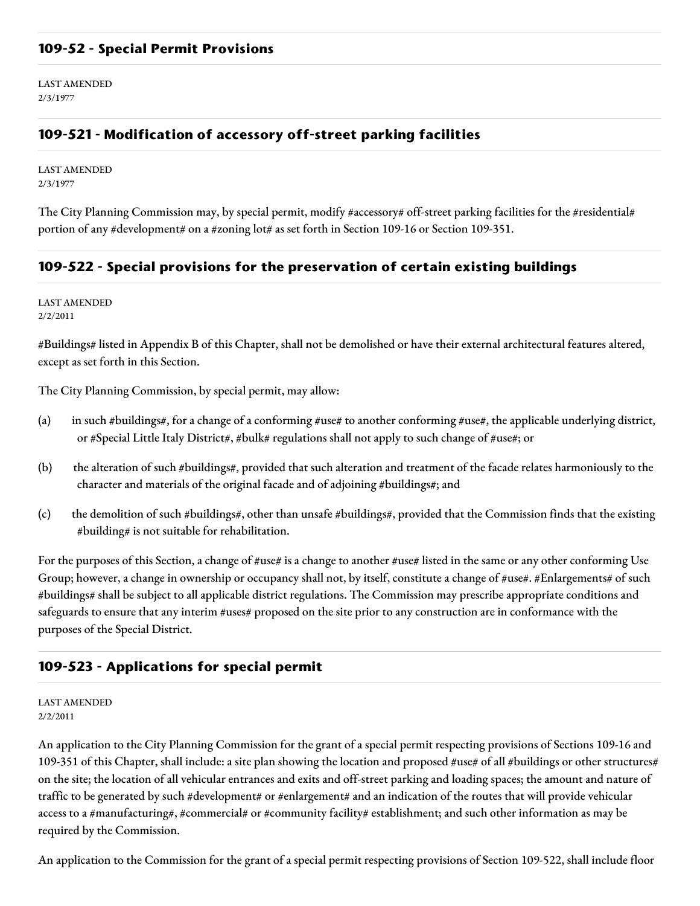## 109-52 - Special Permit Provisions

LAST AMENDED
2/3/1977

## 109-521 - Modification of accessory off-street parking facilities

LAST AMENDED
2/3/1977

The City Planning Commission may, by special permit, modify #accessory# off-street parking facilities for the #residential# portion of any #development# on a #zoning lot# as set forth in Section 109-16 or Section 109-351.

## 109-522 - Special provisions for the preservation of certain existing buildings

LAST AMENDED
2/2/2011

#Buildings# listed in Appendix B of this Chapter, shall not be demolished or have their external architectural features altered, except as set forth in this Section.

The City Planning Commission, by special permit, may allow:

(a) in such #buildings#, for a change of a conforming #use# to another conforming #use#, the applicable underlying district, or #Special Little Italy District#, #bulk# regulations shall not apply to such change of #use#; or

(b) the alteration of such #buildings#, provided that such alteration and treatment of the facade relates harmoniously to the character and materials of the original facade and of adjoining #buildings#; and

(c) the demolition of such #buildings#, other than unsafe #buildings#, provided that the Commission finds that the existing #building# is not suitable for rehabilitation.

For the purposes of this Section, a change of #use# is a change to another #use# listed in the same or any other conforming Use Group; however, a change in ownership or occupancy shall not, by itself, constitute a change of #use#. #Enlargements# of such #buildings# shall be subject to all applicable district regulations. The Commission may prescribe appropriate conditions and safeguards to ensure that any interim #uses# proposed on the site prior to any construction are in conformance with the purposes of the Special District.

## 109-523 - Applications for special permit

LAST AMENDED
2/2/2011

An application to the City Planning Commission for the grant of a special permit respecting provisions of Sections 109-16 and 109-351 of this Chapter, shall include: a site plan showing the location and proposed #use# of all #buildings or other structures# on the site; the location of all vehicular entrances and exits and off-street parking and loading spaces; the amount and nature of traffic to be generated by such #development# or #enlargement# and an indication of the routes that will provide vehicular access to a #manufacturing#, #commercial# or #community facility# establishment; and such other information as may be required by the Commission.

An application to the Commission for the grant of a special permit respecting provisions of Section 109-522, shall include floor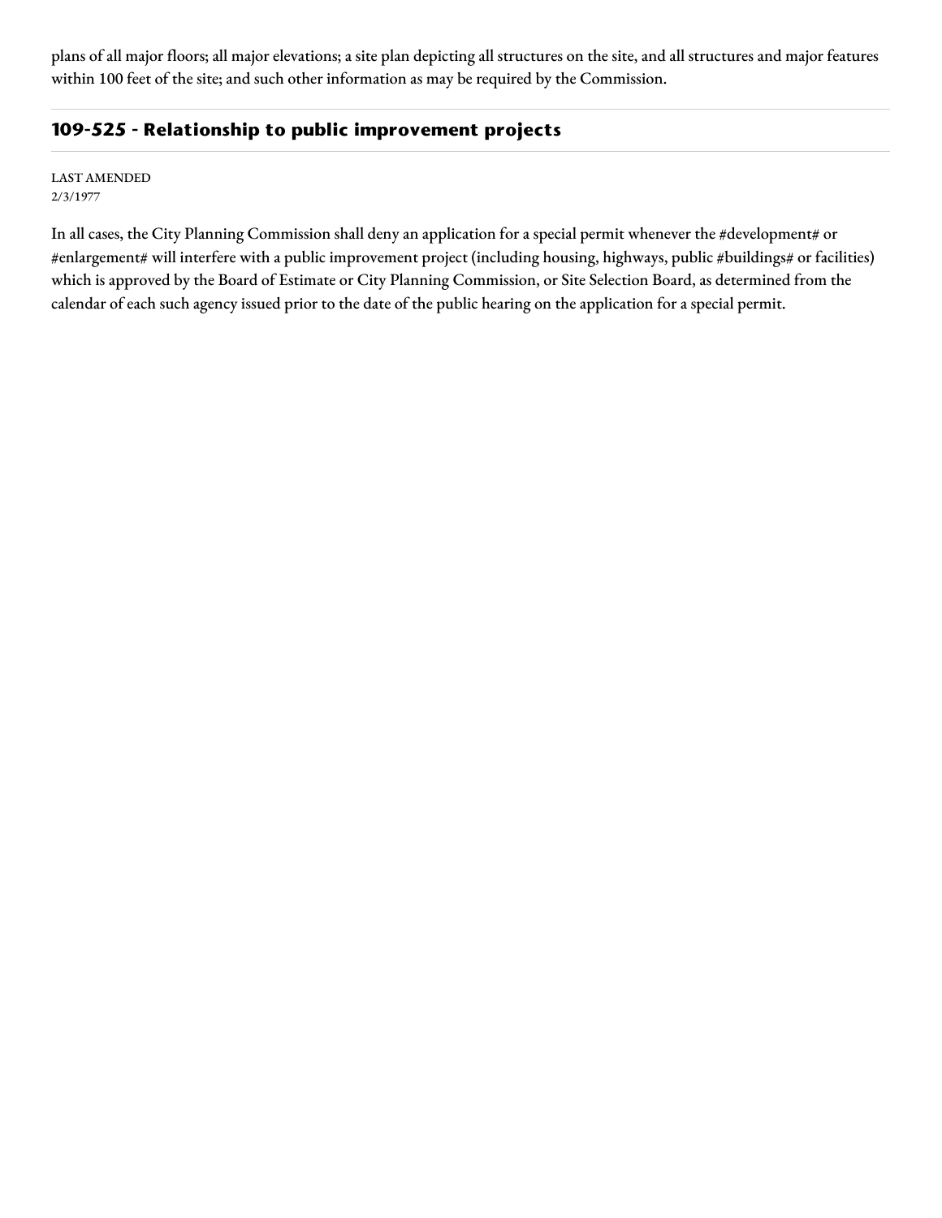plans of all major floors; all major elevations; a site plan depicting all structures on the site, and all structures and major features within 100 feet of the site; and such other information as may be required by the Commission.

## 109-525 - Relationship to public improvement projects

LAST AMENDED
2/3/1977

In all cases, the City Planning Commission shall deny an application for a special permit whenever the #development# or #enlargement# will interfere with a public improvement project (including housing, highways, public #buildings# or facilities) which is approved by the Board of Estimate or City Planning Commission, or Site Selection Board, as determined from the calendar of each such agency issued prior to the date of the public hearing on the application for a special permit.